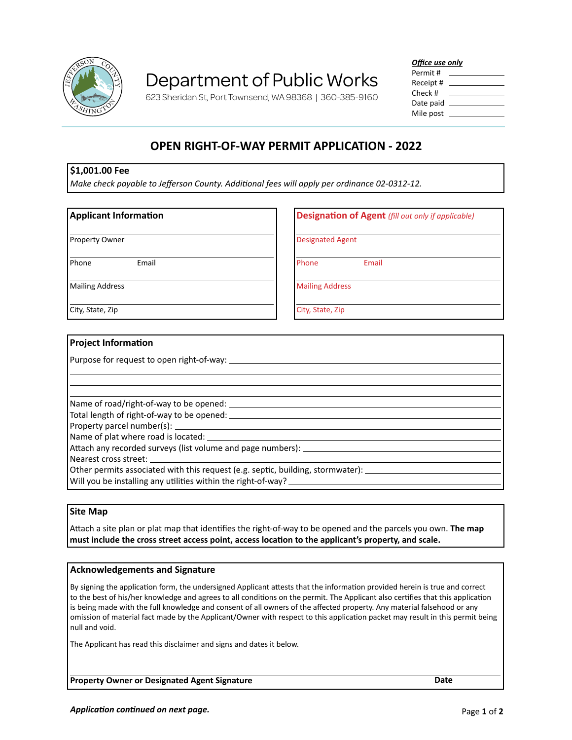# Department of Public Works

623 Sheridan St, Port Townsend, WA 98368 | 360-385-9160

***Office use only***

Permit # \_\_\_\_\_\_\_\_\_\_
Receipt # \_\_\_\_\_\_\_\_\_\_
Check # \_\_\_\_\_\_\_\_\_\_
Date paid \_\_\_\_\_\_\_\_\_\_
Mile post \_\_\_\_\_\_\_\_\_\_

## OPEN RIGHT-OF-WAY PERMIT APPLICATION - 2022

**$1,001.00 Fee**

*Make check payable to Jefferson County. Additional fees will apply per ordinance 02-0312-12.*

### Applicant Information

Property Owner

Phone Email

Mailing Address

City, State, Zip

### Designation of Agent *(fill out only if applicable)*

Designated Agent

Phone Email

Mailing Address

City, State, Zip

### Project Information

Purpose for request to open right-of-way: \_\_\_\_\_\_\_\_\_\_

Name of road/right-of-way to be opened: \_\_\_\_\_\_\_\_\_\_

Total length of right-of-way to be opened: \_\_\_\_\_\_\_\_\_\_

Property parcel number(s): \_\_\_\_\_\_\_\_\_\_

Name of plat where road is located: \_\_\_\_\_\_\_\_\_\_

Attach any recorded surveys (list volume and page numbers): \_\_\_\_\_\_\_\_\_\_

Nearest cross street: \_\_\_\_\_\_\_\_\_\_

Other permits associated with this request (e.g. septic, building, stormwater): \_\_\_\_\_\_\_\_\_\_

Will you be installing any utilities within the right-of-way? \_\_\_\_\_\_\_\_\_\_

### Site Map

Attach a site plan or plat map that identifies the right-of-way to be opened and the parcels you own. **The map must include the cross street access point, access location to the applicant's property, and scale.**

### Acknowledgements and Signature

By signing the application form, the undersigned Applicant attests that the information provided herein is true and correct to the best of his/her knowledge and agrees to all conditions on the permit. The Applicant also certifies that this application is being made with the full knowledge and consent of all owners of the affected property. Any material falsehood or any omission of material fact made by the Applicant/Owner with respect to this application packet may result in this permit being null and void.

The Applicant has read this disclaimer and signs and dates it below.

**Property Owner or Designated Agent Signature** **Date**

***Application continued on next page.***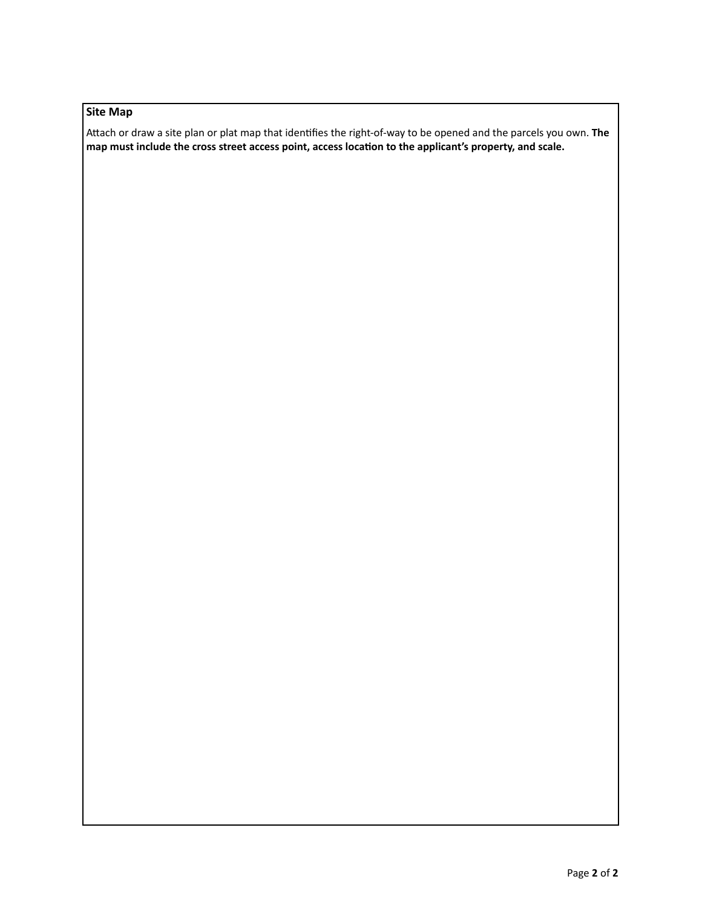**Site Map**

Attach or draw a site plan or plat map that identifies the right-of-way to be opened and the parcels you own. **The map must include the cross street access point, access location to the applicant's property, and scale.**